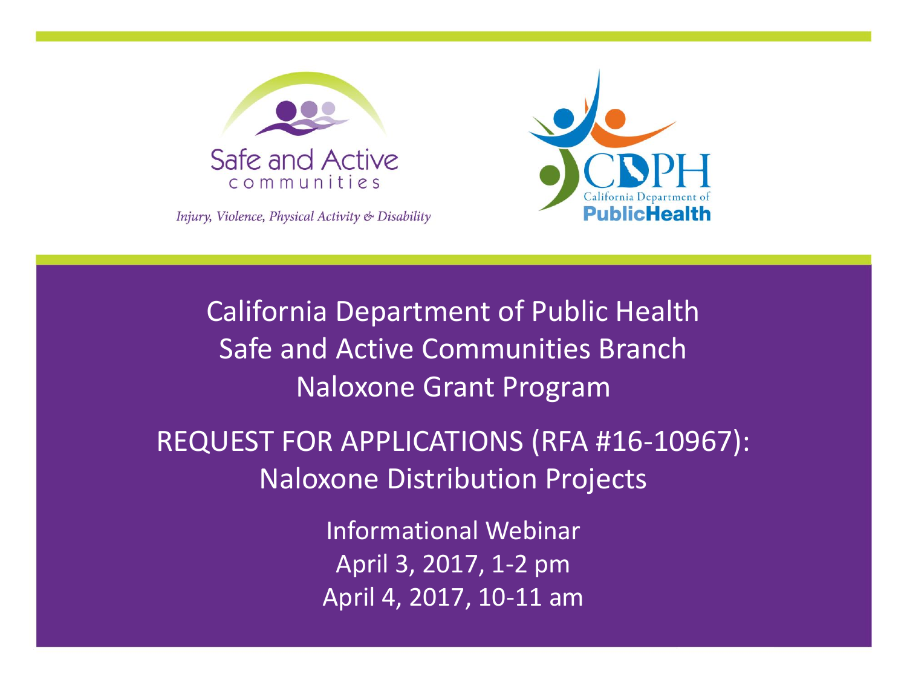Safe and Active communities

*Injury, Violence, Physical Activity & Disability*

CDPH California Department of Public Health

# California Department of Public Health Safe and Active Communities Branch Naloxone Grant Program

## REQUEST FOR APPLICATIONS (RFA #16-10967): Naloxone Distribution Projects

Informational Webinar

April 3, 2017, 1-2 pm

April 4, 2017, 10-11 am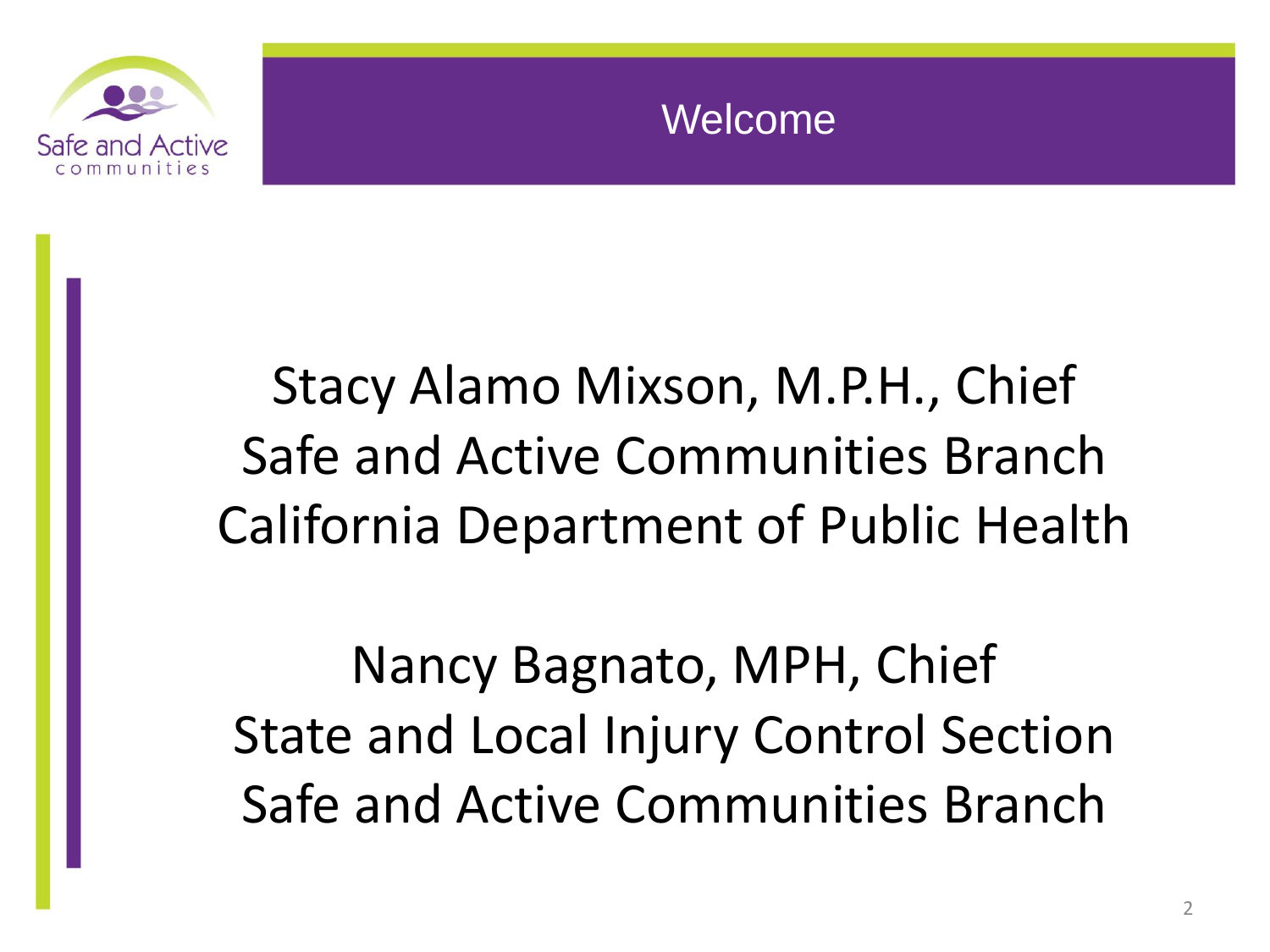# Welcome

Stacy Alamo Mixson, M.P.H., Chief
Safe and Active Communities Branch
California Department of Public Health

Nancy Bagnato, MPH, Chief
State and Local Injury Control Section
Safe and Active Communities Branch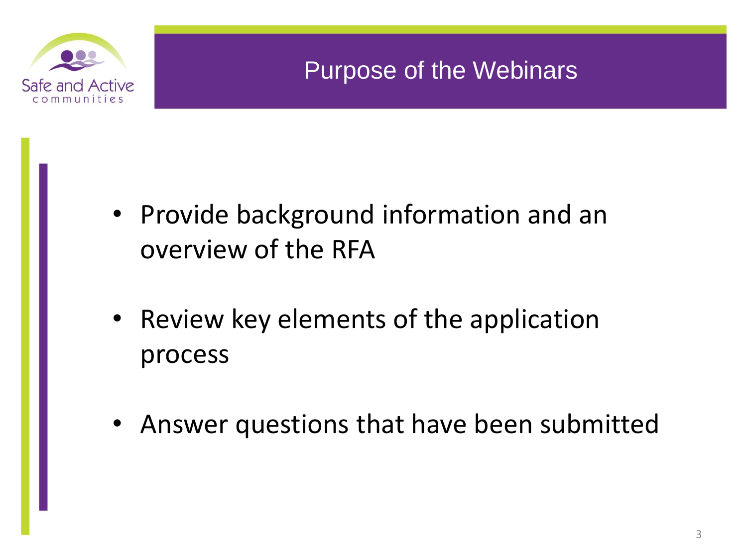# Purpose of the Webinars

- Provide background information and an overview of the RFA
- Review key elements of the application process
- Answer questions that have been submitted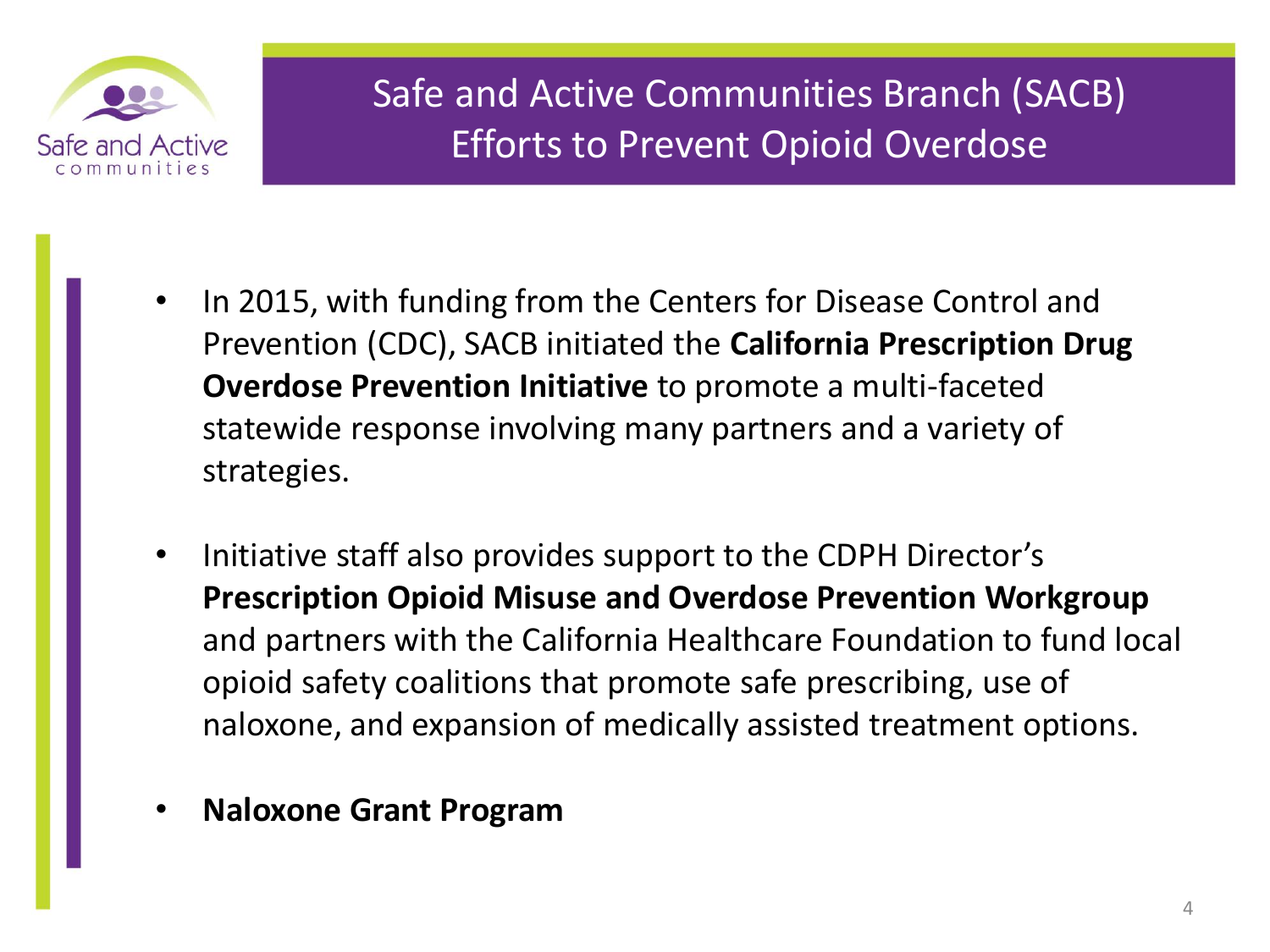# Safe and Active Communities Branch (SACB) Efforts to Prevent Opioid Overdose

- In 2015, with funding from the Centers for Disease Control and Prevention (CDC), SACB initiated the **California Prescription Drug Overdose Prevention Initiative** to promote a multi-faceted statewide response involving many partners and a variety of strategies.
- Initiative staff also provides support to the CDPH Director's **Prescription Opioid Misuse and Overdose Prevention Workgroup** and partners with the California Healthcare Foundation to fund local opioid safety coalitions that promote safe prescribing, use of naloxone, and expansion of medically assisted treatment options.
- **Naloxone Grant Program**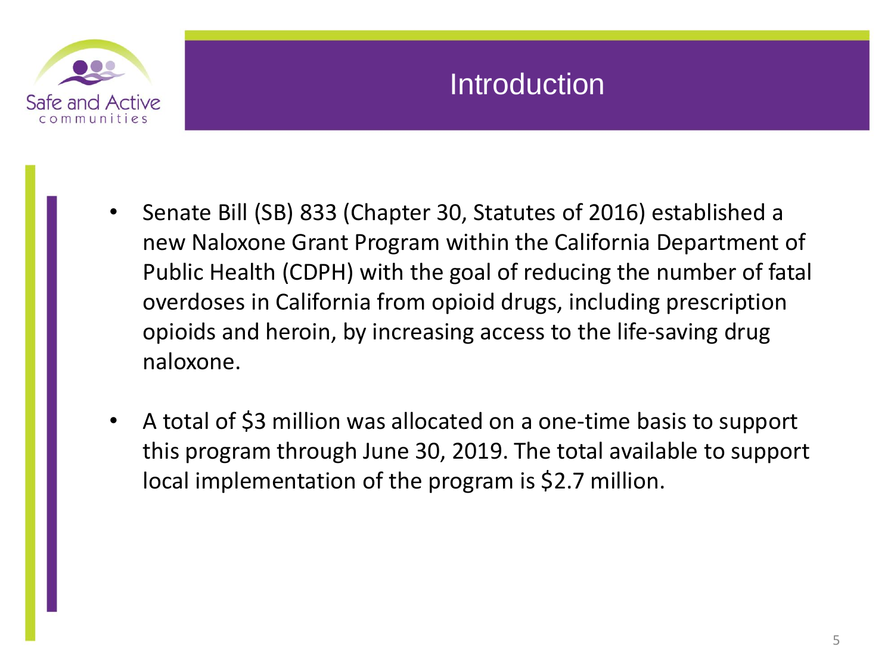# Introduction

- Senate Bill (SB) 833 (Chapter 30, Statutes of 2016) established a new Naloxone Grant Program within the California Department of Public Health (CDPH) with the goal of reducing the number of fatal overdoses in California from opioid drugs, including prescription opioids and heroin, by increasing access to the life-saving drug naloxone.

- A total of $3 million was allocated on a one-time basis to support this program through June 30, 2019. The total available to support local implementation of the program is $2.7 million.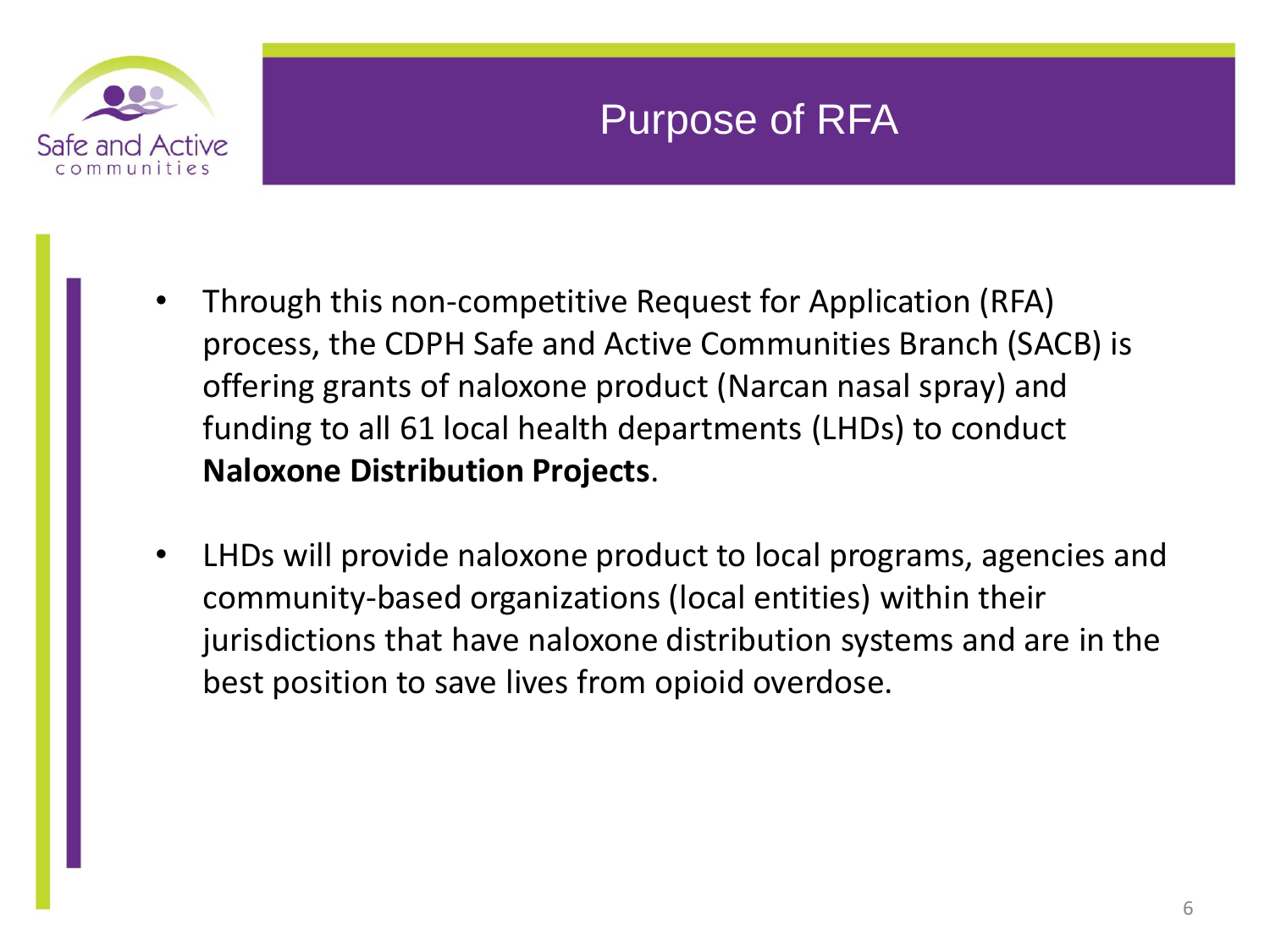# Purpose of RFA

- Through this non-competitive Request for Application (RFA) process, the CDPH Safe and Active Communities Branch (SACB) is offering grants of naloxone product (Narcan nasal spray) and funding to all 61 local health departments (LHDs) to conduct **Naloxone Distribution Projects**.
- LHDs will provide naloxone product to local programs, agencies and community-based organizations (local entities) within their jurisdictions that have naloxone distribution systems and are in the best position to save lives from opioid overdose.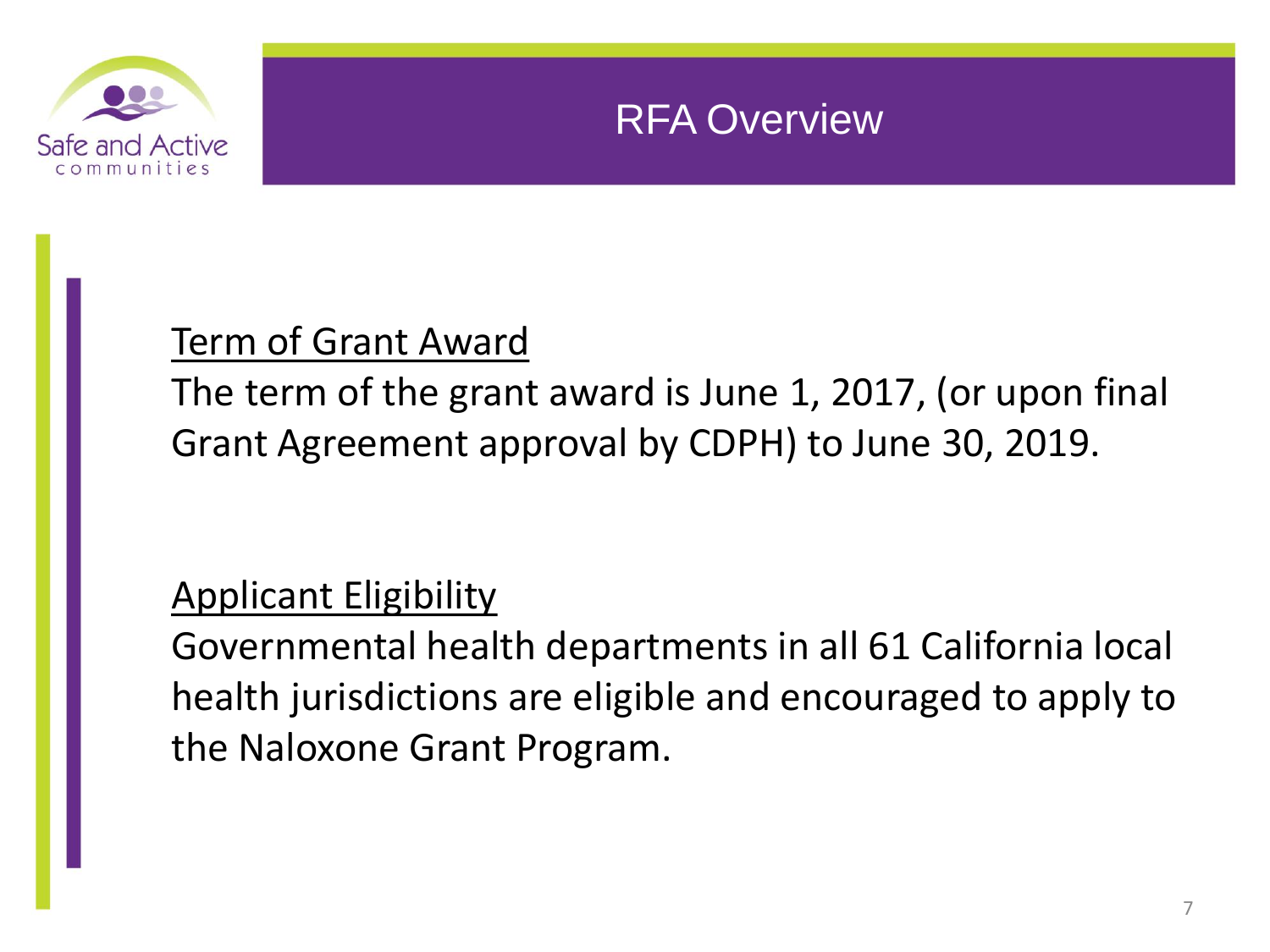Safe and Active communities

# RFA Overview

Term of Grant Award

The term of the grant award is June 1, 2017, (or upon final Grant Agreement approval by CDPH) to June 30, 2019.

Applicant Eligibility

Governmental health departments in all 61 California local health jurisdictions are eligible and encouraged to apply to the Naloxone Grant Program.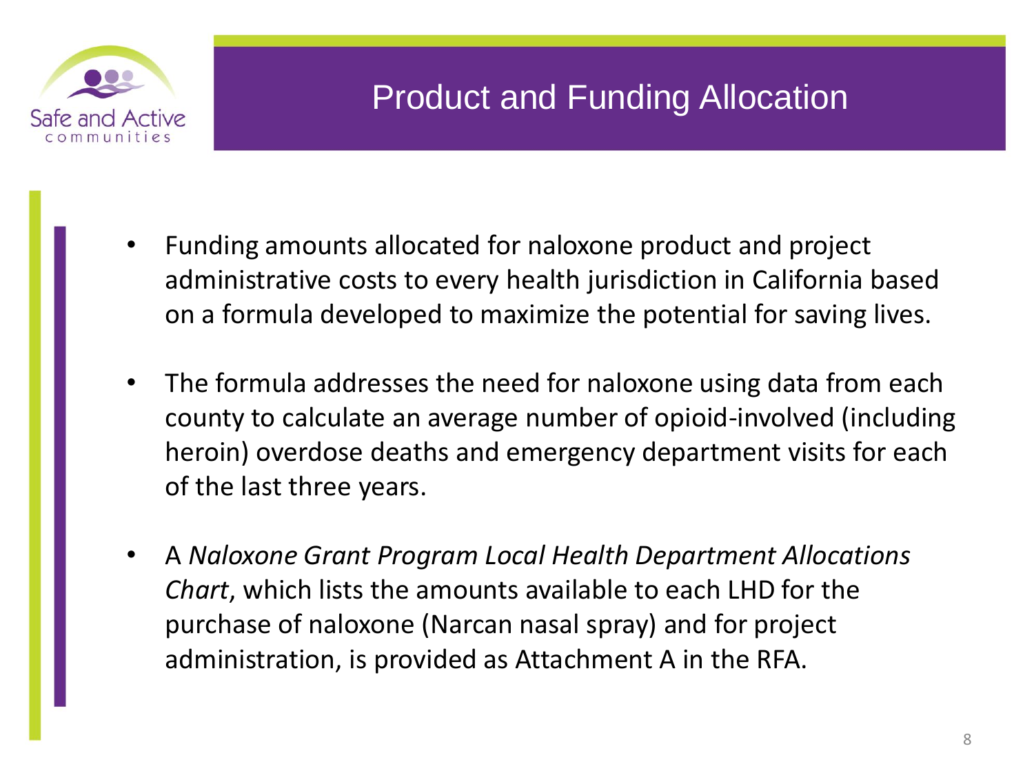# Product and Funding Allocation

- Funding amounts allocated for naloxone product and project administrative costs to every health jurisdiction in California based on a formula developed to maximize the potential for saving lives.

- The formula addresses the need for naloxone using data from each county to calculate an average number of opioid-involved (including heroin) overdose deaths and emergency department visits for each of the last three years.

- A *Naloxone Grant Program Local Health Department Allocations Chart*, which lists the amounts available to each LHD for the purchase of naloxone (Narcan nasal spray) and for project administration, is provided as Attachment A in the RFA.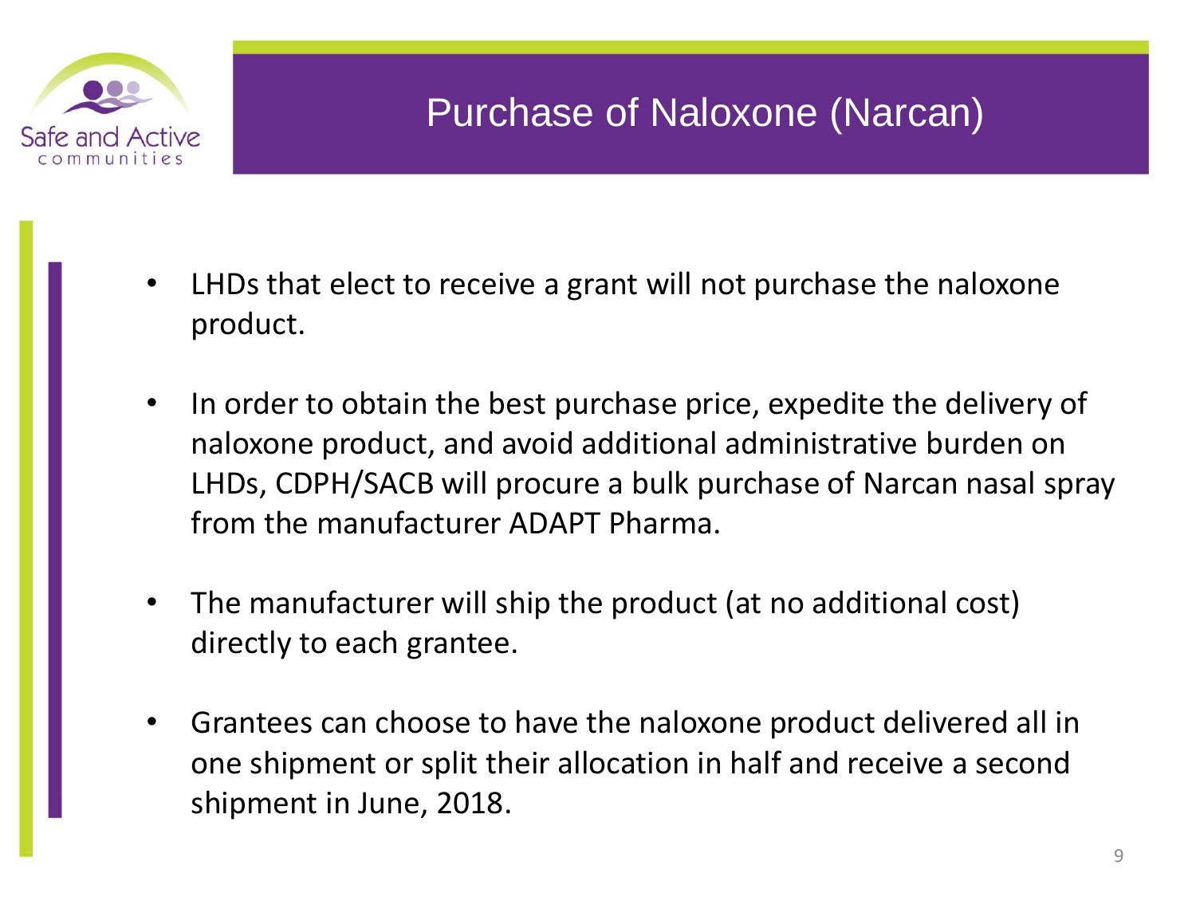# Purchase of Naloxone (Narcan)

- LHDs that elect to receive a grant will not purchase the naloxone product.
- In order to obtain the best purchase price, expedite the delivery of naloxone product, and avoid additional administrative burden on LHDs, CDPH/SACB will procure a bulk purchase of Narcan nasal spray from the manufacturer ADAPT Pharma.
- The manufacturer will ship the product (at no additional cost) directly to each grantee.
- Grantees can choose to have the naloxone product delivered all in one shipment or split their allocation in half and receive a second shipment in June, 2018.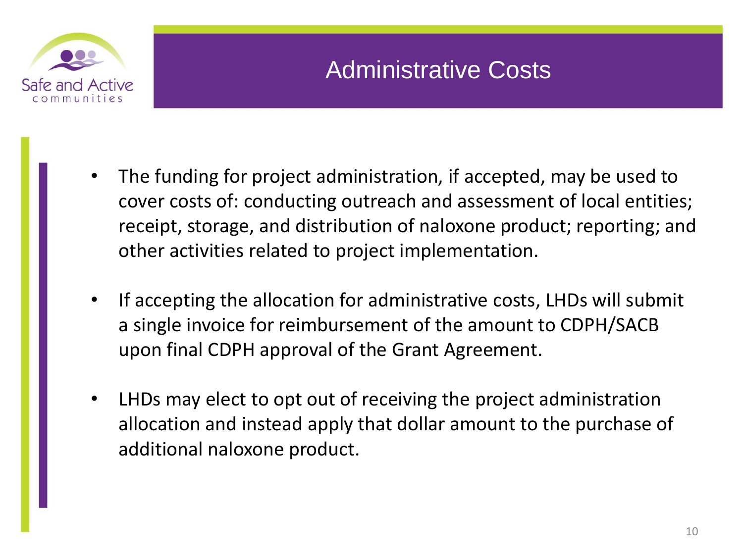# Administrative Costs

- The funding for project administration, if accepted, may be used to cover costs of: conducting outreach and assessment of local entities; receipt, storage, and distribution of naloxone product; reporting; and other activities related to project implementation.
- If accepting the allocation for administrative costs, LHDs will submit a single invoice for reimbursement of the amount to CDPH/SACB upon final CDPH approval of the Grant Agreement.
- LHDs may elect to opt out of receiving the project administration allocation and instead apply that dollar amount to the purchase of additional naloxone product.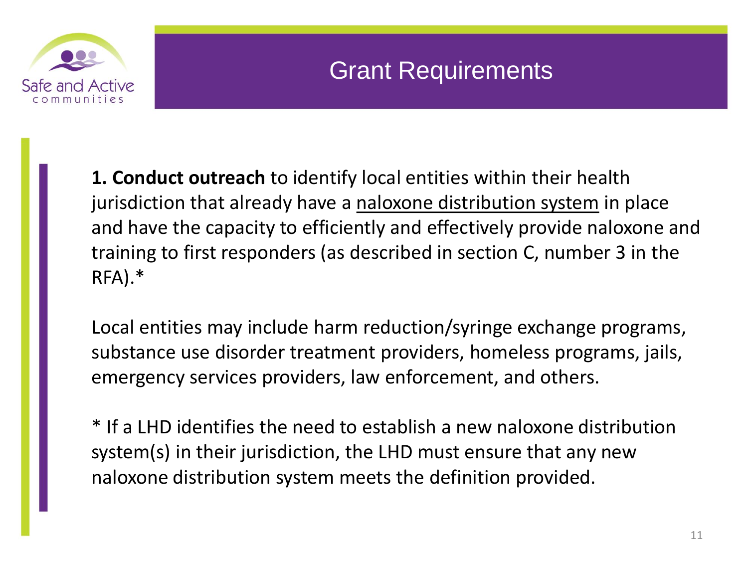# Grant Requirements

**1. Conduct outreach** to identify local entities within their health jurisdiction that already have a naloxone distribution system in place and have the capacity to efficiently and effectively provide naloxone and training to first responders (as described in section C, number 3 in the RFA).*

Local entities may include harm reduction/syringe exchange programs, substance use disorder treatment providers, homeless programs, jails, emergency services providers, law enforcement, and others.

* If a LHD identifies the need to establish a new naloxone distribution system(s) in their jurisdiction, the LHD must ensure that any new naloxone distribution system meets the definition provided.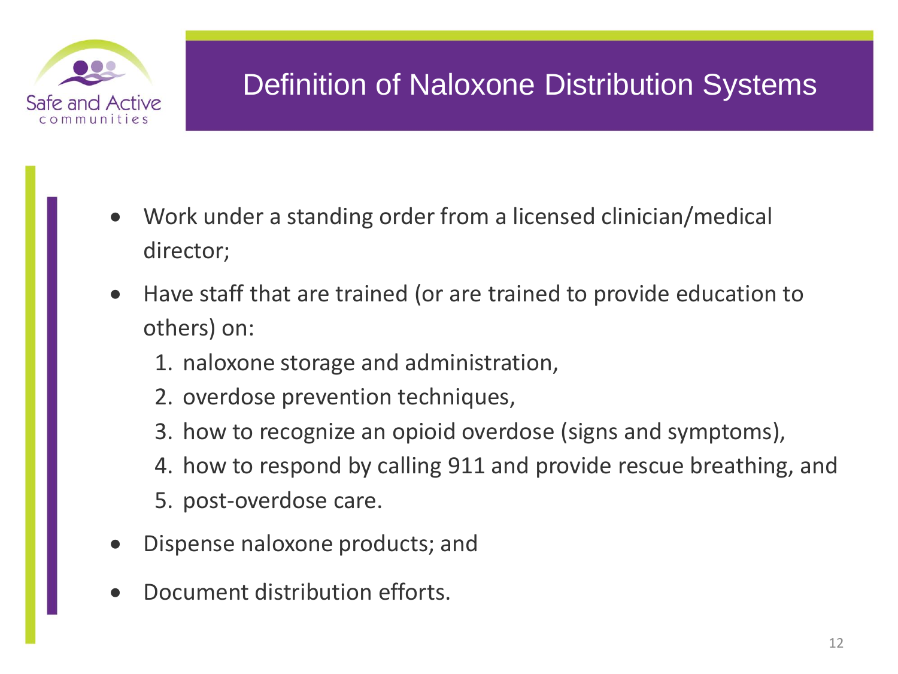# Definition of Naloxone Distribution Systems

- Work under a standing order from a licensed clinician/medical director;
- Have staff that are trained (or are trained to provide education to others) on:
  1. naloxone storage and administration,
  2. overdose prevention techniques,
  3. how to recognize an opioid overdose (signs and symptoms),
  4. how to respond by calling 911 and provide rescue breathing, and
  5. post-overdose care.
- Dispense naloxone products; and
- Document distribution efforts.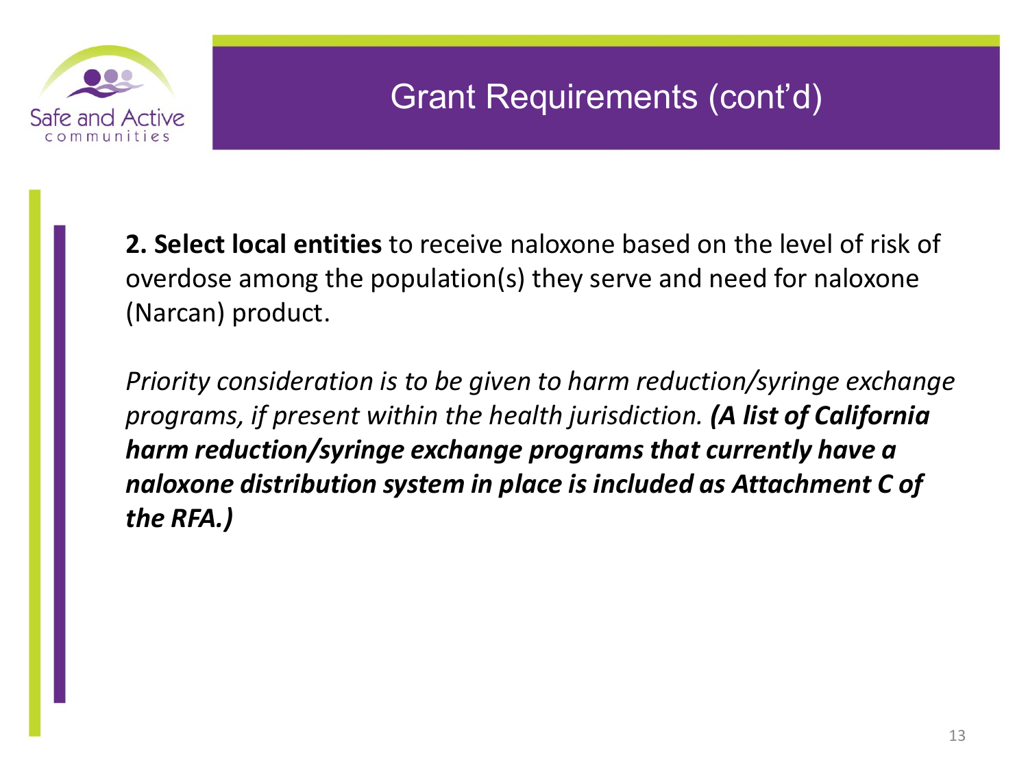# Grant Requirements (cont'd)

**2. Select local entities** to receive naloxone based on the level of risk of overdose among the population(s) they serve and need for naloxone (Narcan) product.

*Priority consideration is to be given to harm reduction/syringe exchange programs, if present within the health jurisdiction.* ***(A list of California harm reduction/syringe exchange programs that currently have a naloxone distribution system in place is included as Attachment C of the RFA.)***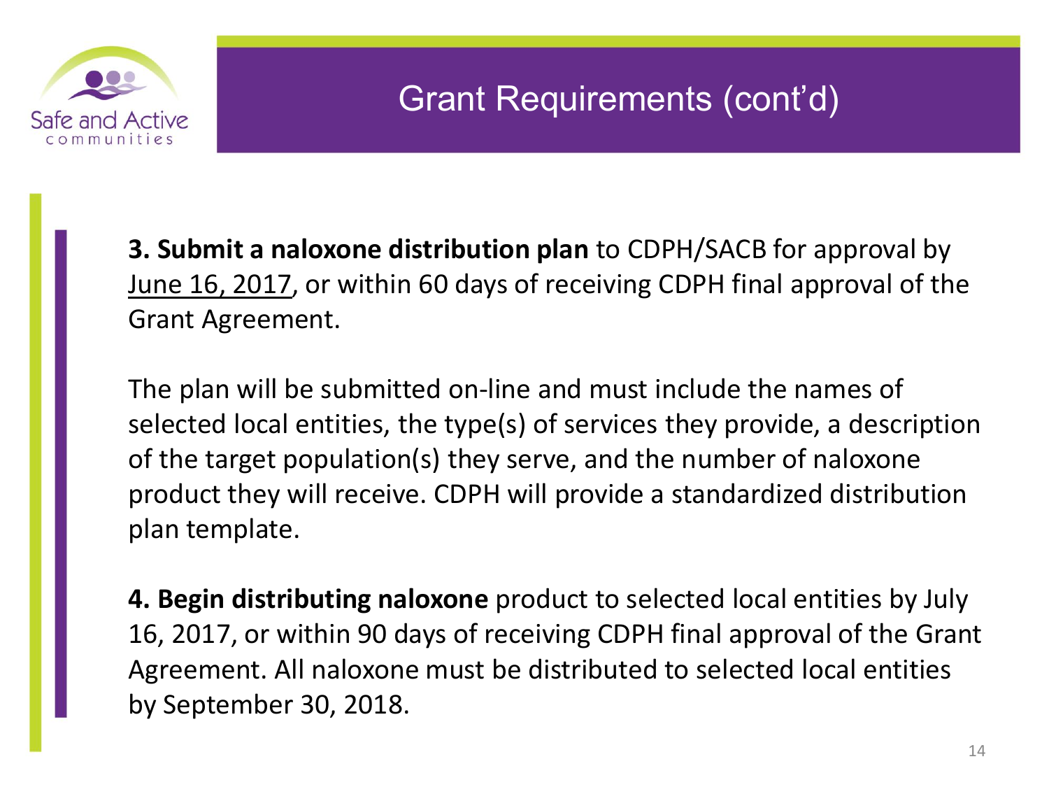# Grant Requirements (cont'd)

**3. Submit a naloxone distribution plan** to CDPH/SACB for approval by June 16, 2017, or within 60 days of receiving CDPH final approval of the Grant Agreement.

The plan will be submitted on-line and must include the names of selected local entities, the type(s) of services they provide, a description of the target population(s) they serve, and the number of naloxone product they will receive. CDPH will provide a standardized distribution plan template.

**4. Begin distributing naloxone** product to selected local entities by July 16, 2017, or within 90 days of receiving CDPH final approval of the Grant Agreement. All naloxone must be distributed to selected local entities by September 30, 2018.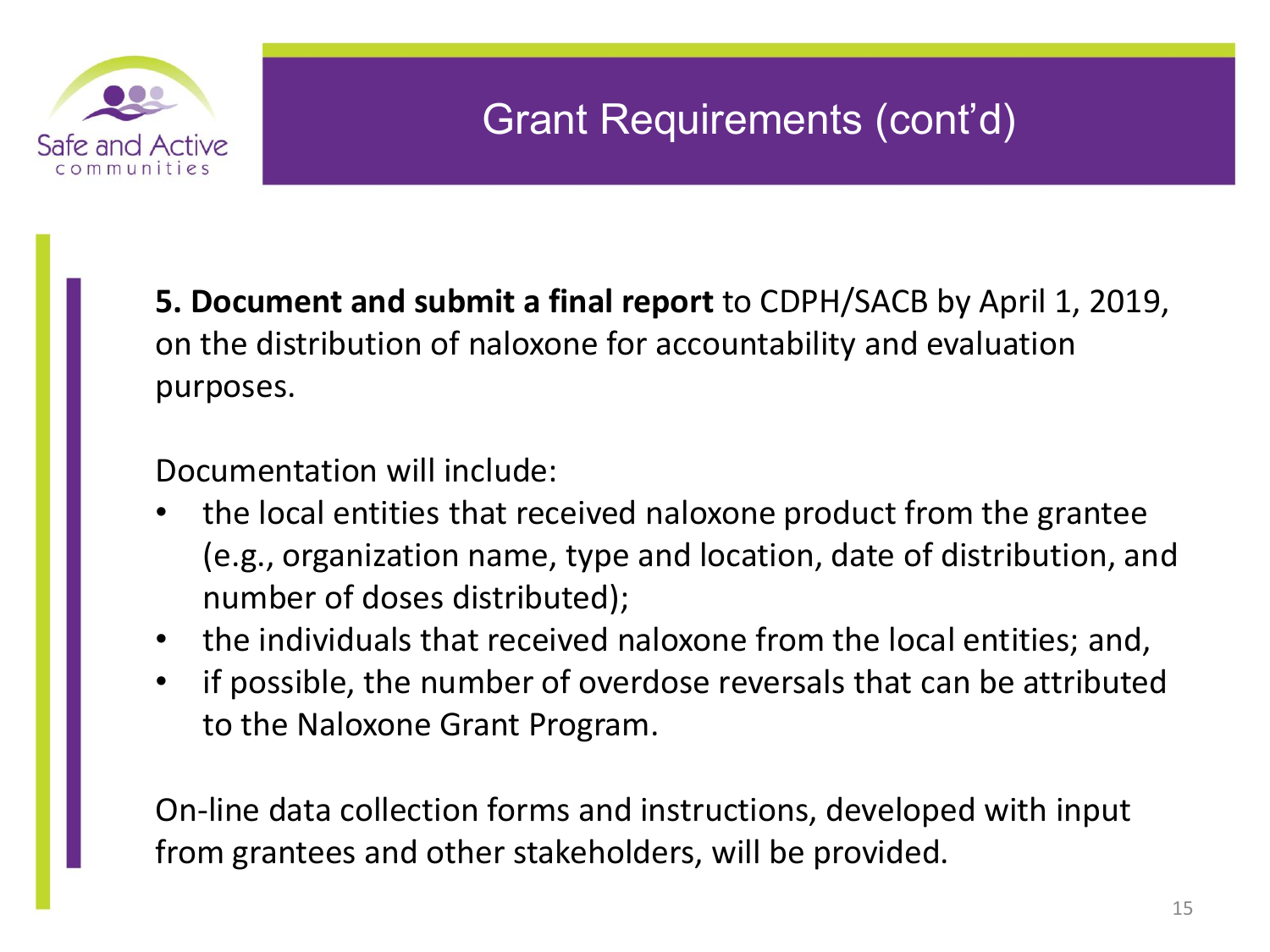# Grant Requirements (cont'd)

**5. Document and submit a final report** to CDPH/SACB by April 1, 2019, on the distribution of naloxone for accountability and evaluation purposes.

Documentation will include:

- the local entities that received naloxone product from the grantee (e.g., organization name, type and location, date of distribution, and number of doses distributed);
- the individuals that received naloxone from the local entities; and,
- if possible, the number of overdose reversals that can be attributed to the Naloxone Grant Program.

On-line data collection forms and instructions, developed with input from grantees and other stakeholders, will be provided.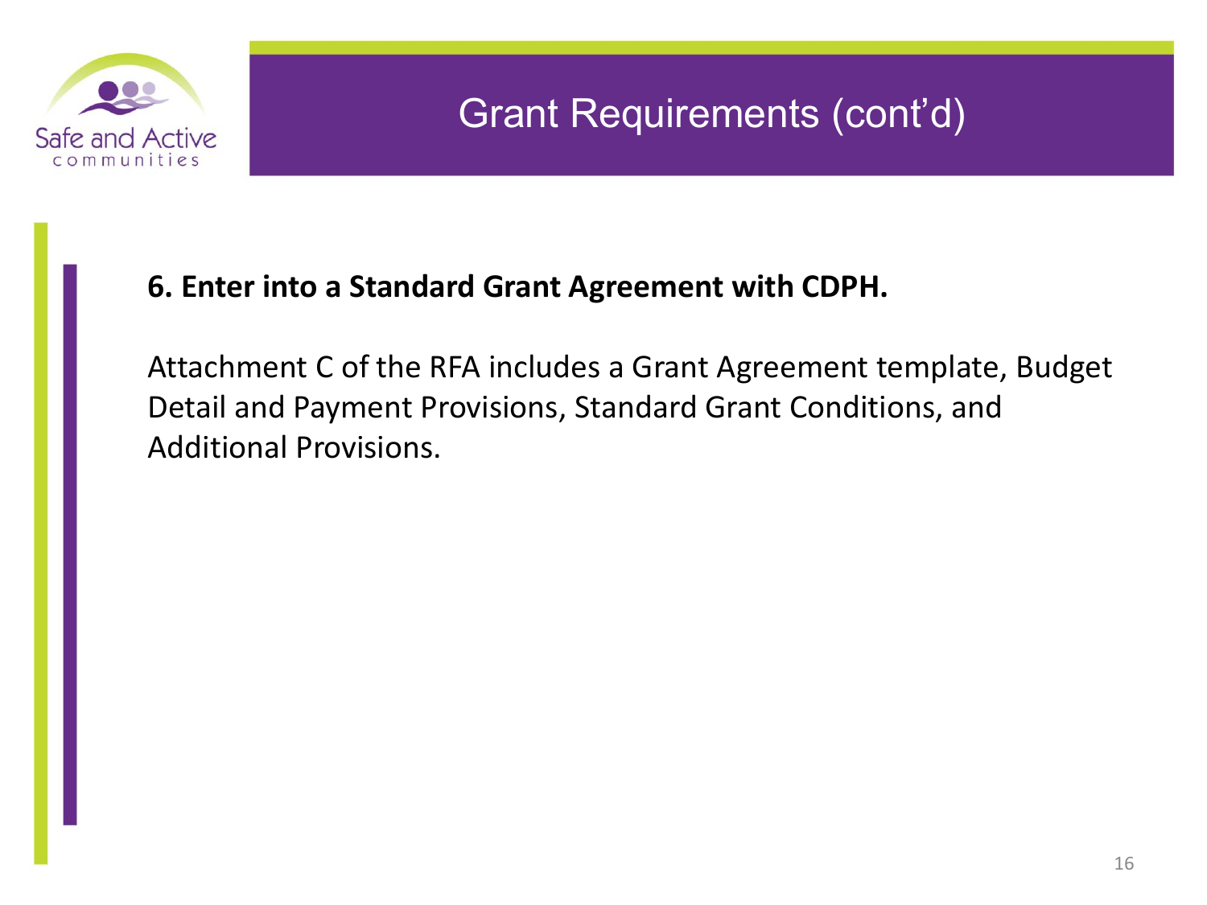# Grant Requirements (cont'd)

**6. Enter into a Standard Grant Agreement with CDPH.**

Attachment C of the RFA includes a Grant Agreement template, Budget Detail and Payment Provisions, Standard Grant Conditions, and Additional Provisions.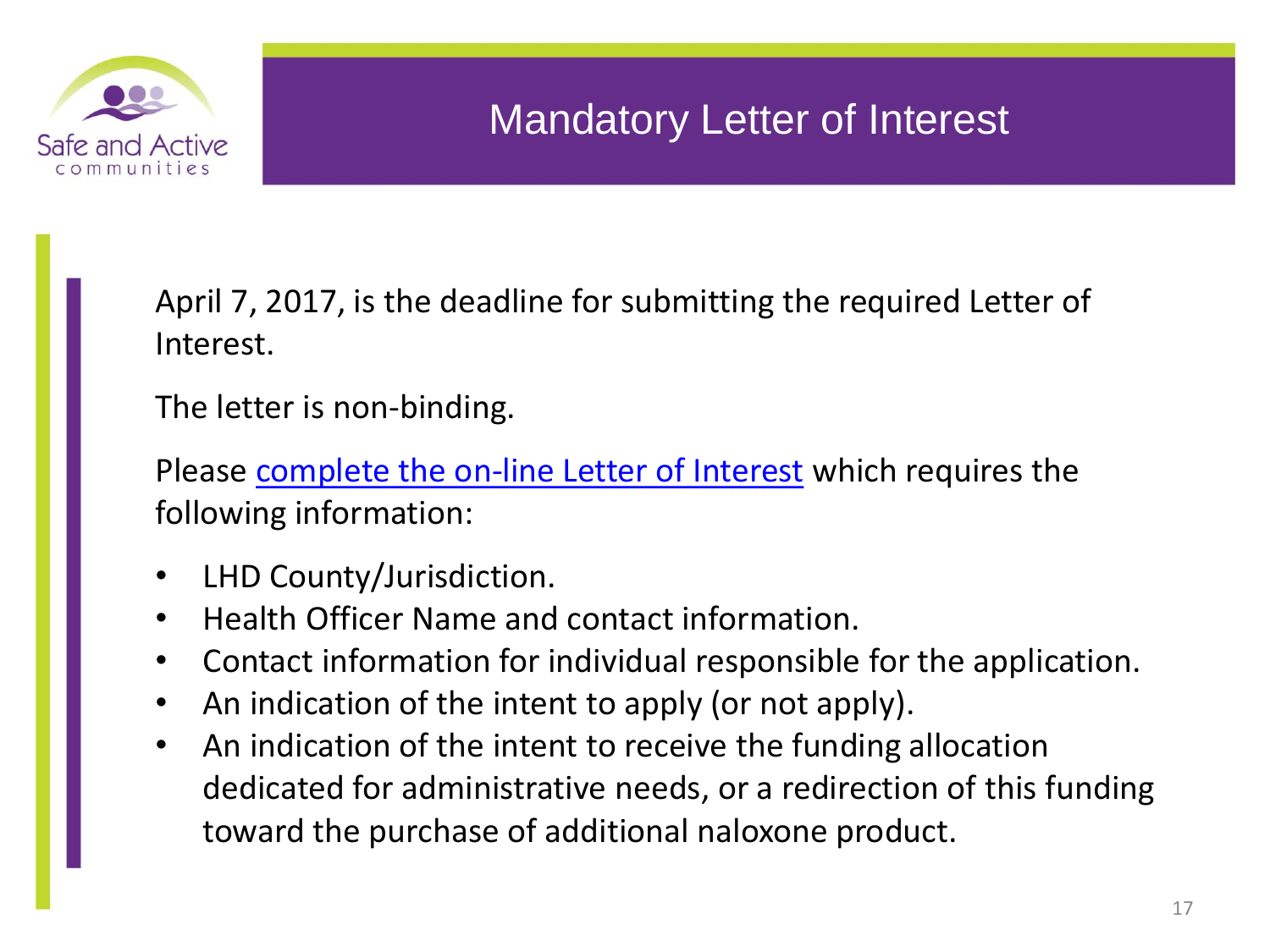# Mandatory Letter of Interest

April 7, 2017, is the deadline for submitting the required Letter of Interest.

The letter is non-binding.

Please complete the on-line Letter of Interest which requires the following information:

- LHD County/Jurisdiction.
- Health Officer Name and contact information.
- Contact information for individual responsible for the application.
- An indication of the intent to apply (or not apply).
- An indication of the intent to receive the funding allocation dedicated for administrative needs, or a redirection of this funding toward the purchase of additional naloxone product.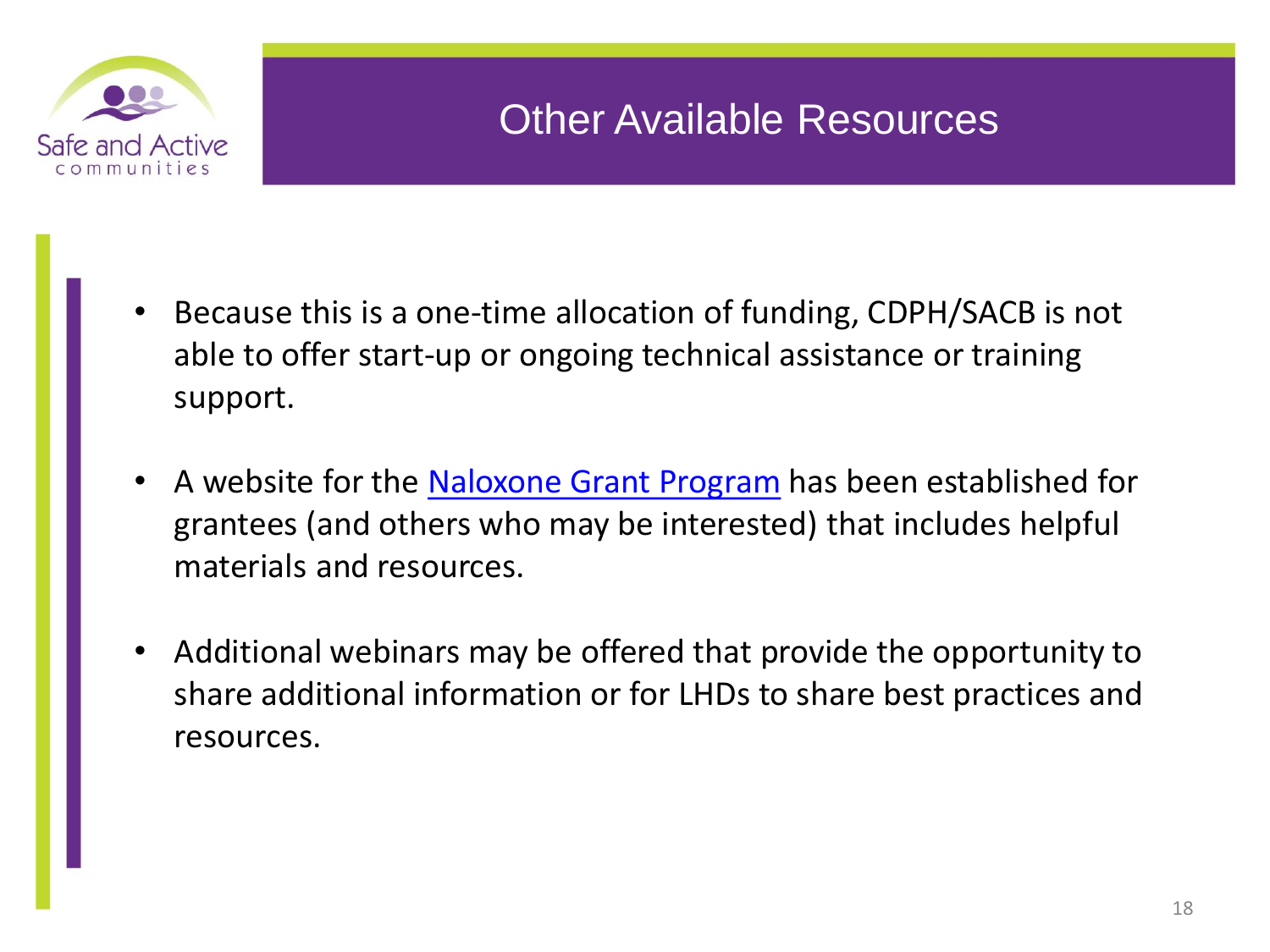# Other Available Resources

- Because this is a one-time allocation of funding, CDPH/SACB is not able to offer start-up or ongoing technical assistance or training support.
- A website for the Naloxone Grant Program has been established for grantees (and others who may be interested) that includes helpful materials and resources.
- Additional webinars may be offered that provide the opportunity to share additional information or for LHDs to share best practices and resources.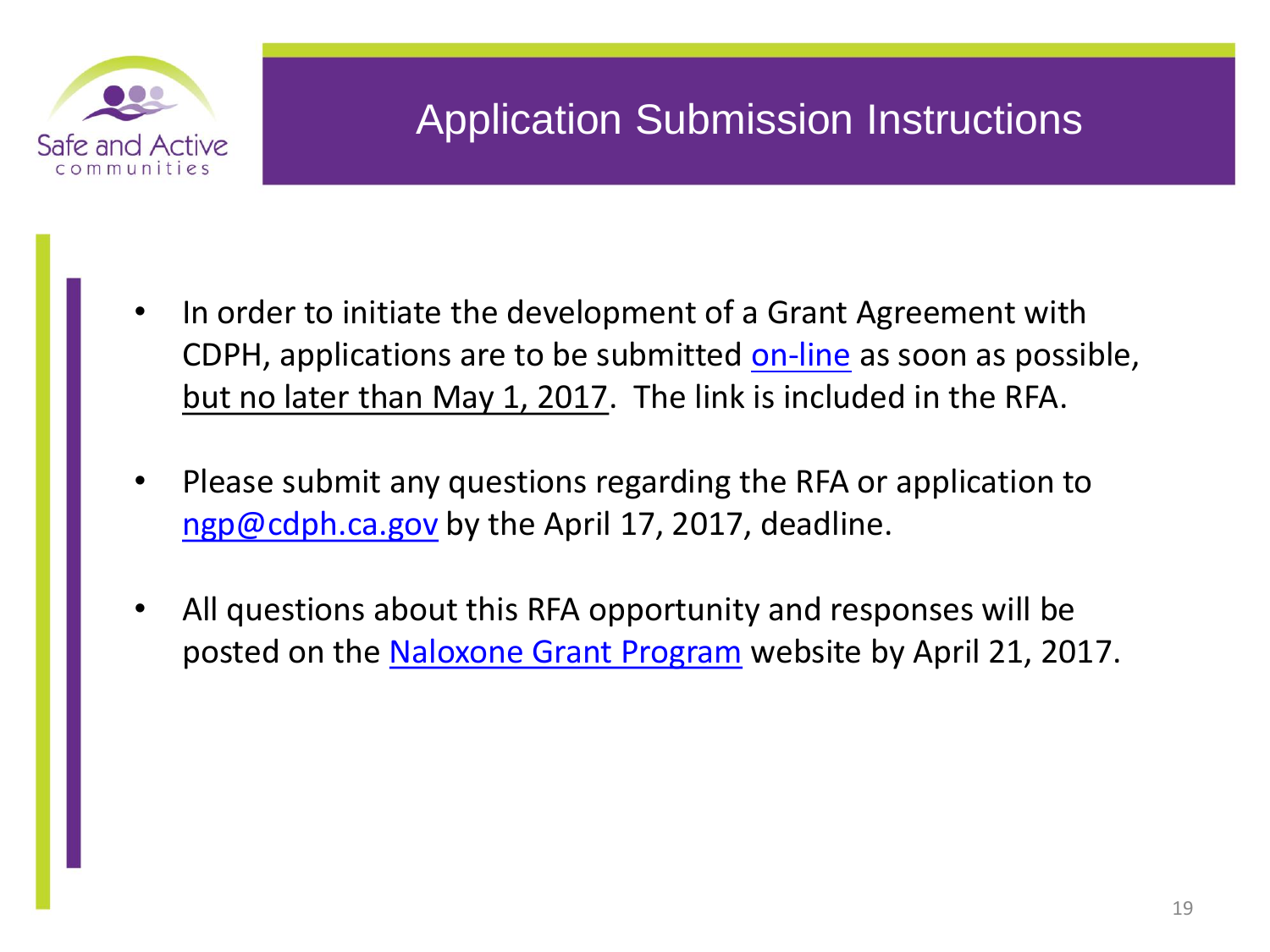# Application Submission Instructions

- In order to initiate the development of a Grant Agreement with CDPH, applications are to be submitted on-line as soon as possible, but no later than May 1, 2017. The link is included in the RFA.
- Please submit any questions regarding the RFA or application to ngp@cdph.ca.gov by the April 17, 2017, deadline.
- All questions about this RFA opportunity and responses will be posted on the Naloxone Grant Program website by April 21, 2017.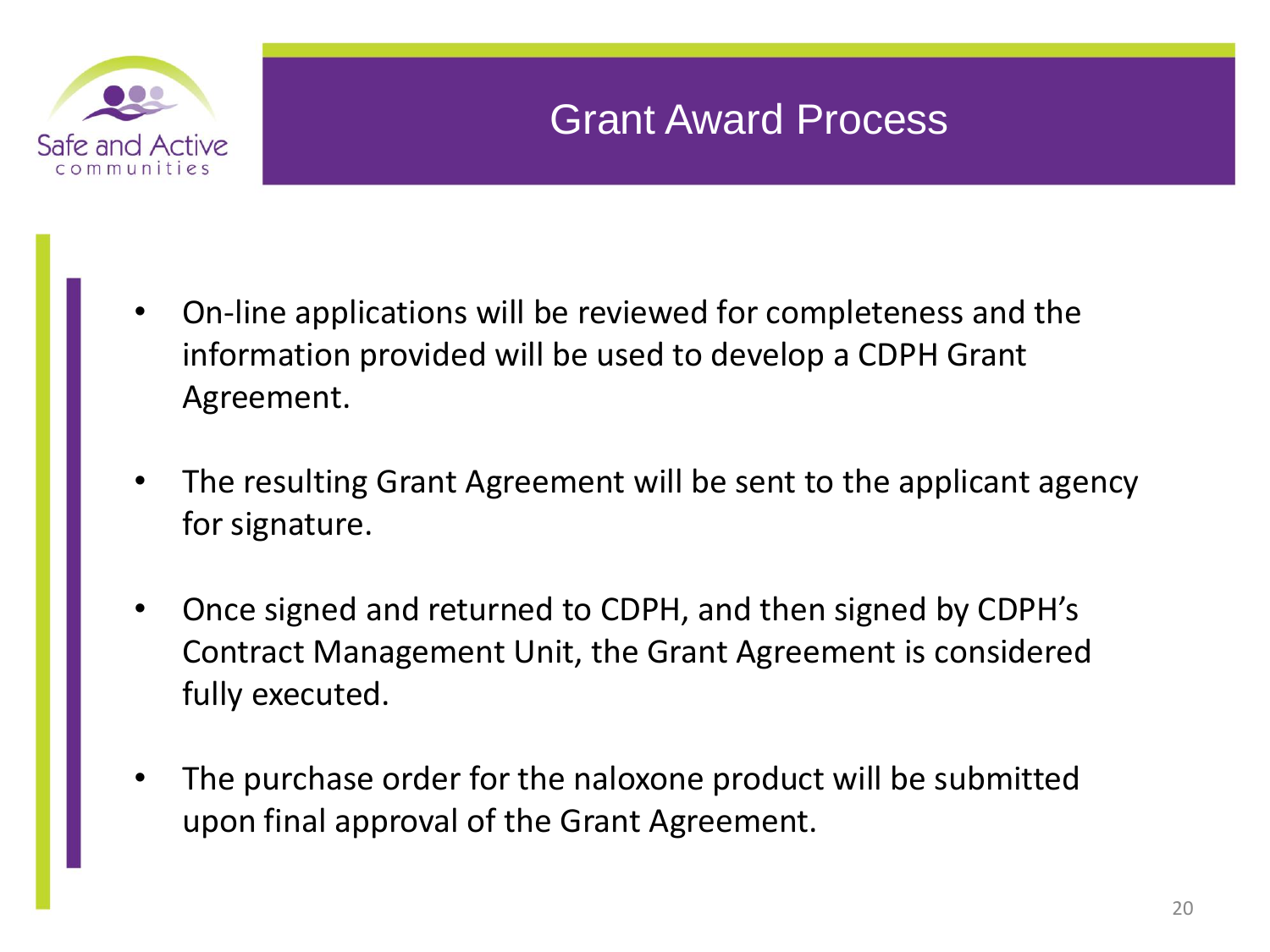# Grant Award Process

- On-line applications will be reviewed for completeness and the information provided will be used to develop a CDPH Grant Agreement.
- The resulting Grant Agreement will be sent to the applicant agency for signature.
- Once signed and returned to CDPH, and then signed by CDPH's Contract Management Unit, the Grant Agreement is considered fully executed.
- The purchase order for the naloxone product will be submitted upon final approval of the Grant Agreement.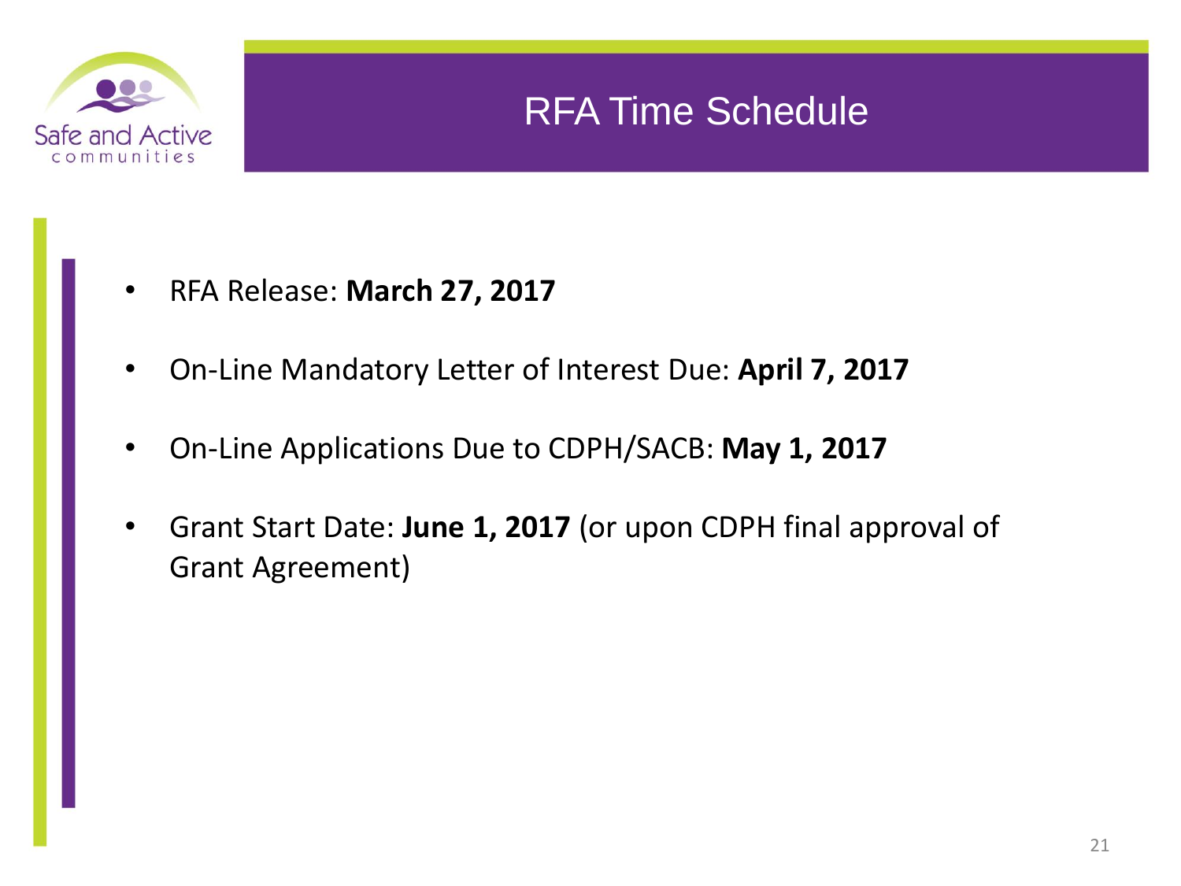# RFA Time Schedule

- RFA Release: **March 27, 2017**
- On-Line Mandatory Letter of Interest Due: **April 7, 2017**
- On-Line Applications Due to CDPH/SACB: **May 1, 2017**
- Grant Start Date: **June 1, 2017** (or upon CDPH final approval of Grant Agreement)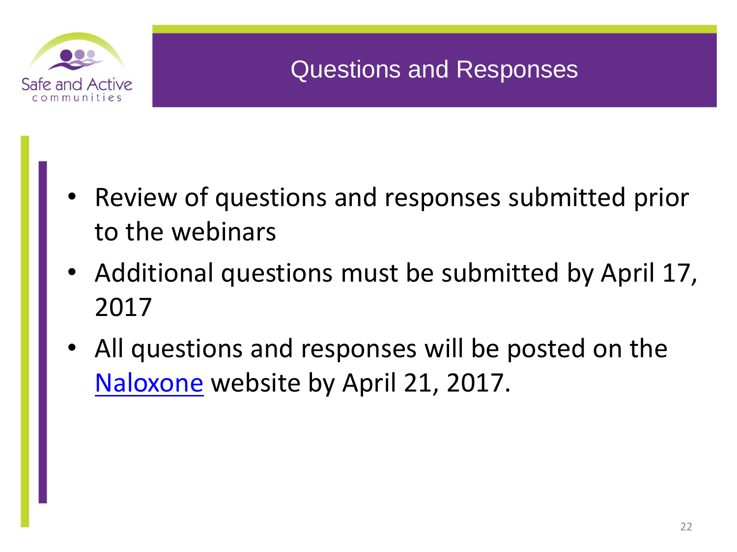## Questions and Responses

- Review of questions and responses submitted prior to the webinars
- Additional questions must be submitted by April 17, 2017
- All questions and responses will be posted on the Naloxone website by April 21, 2017.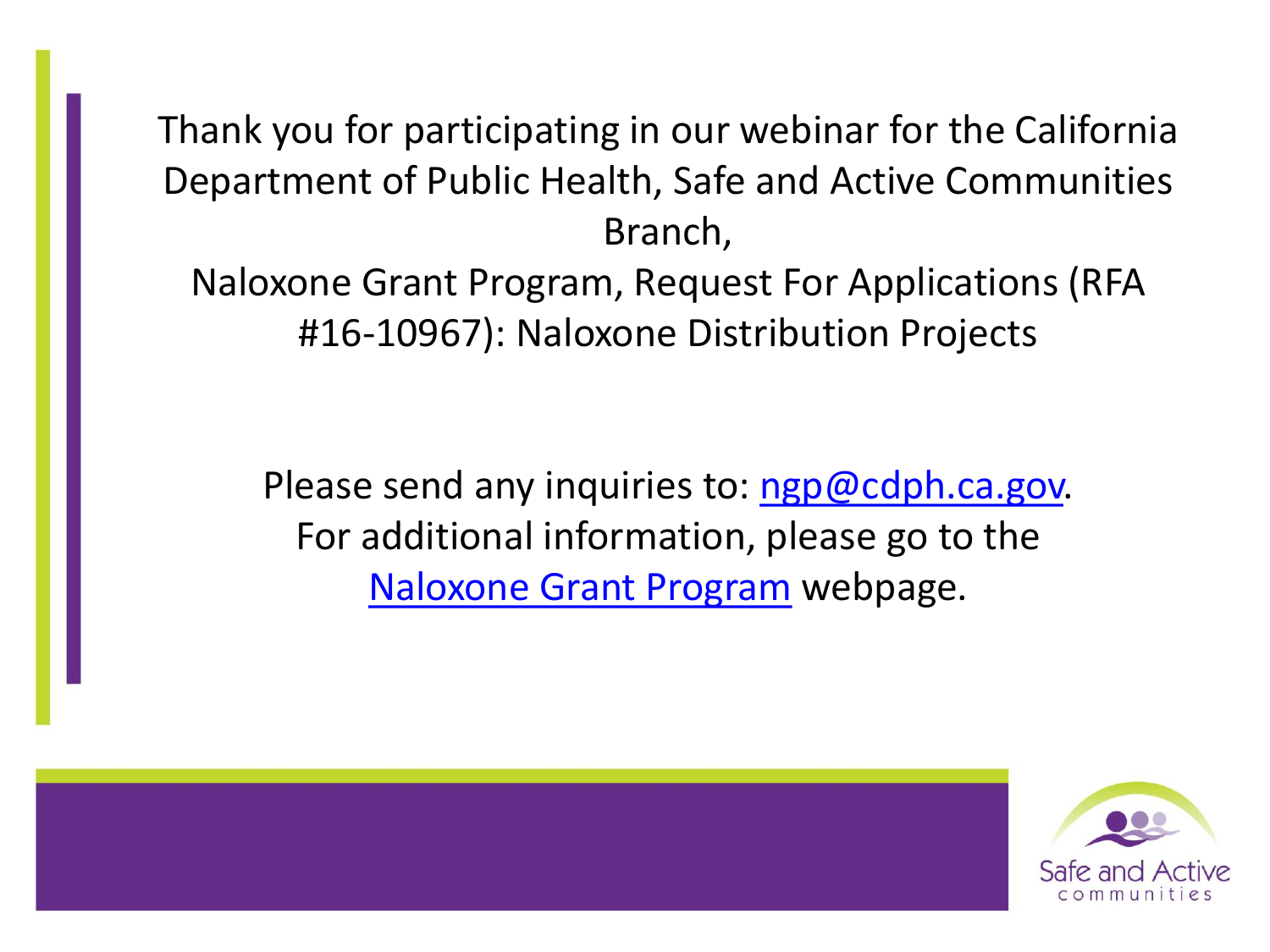Thank you for participating in our webinar for the California Department of Public Health, Safe and Active Communities Branch,
Naloxone Grant Program, Request For Applications (RFA #16-10967): Naloxone Distribution Projects

Please send any inquiries to: ngp@cdph.ca.gov.
For additional information, please go to the Naloxone Grant Program webpage.

Safe and Active communities